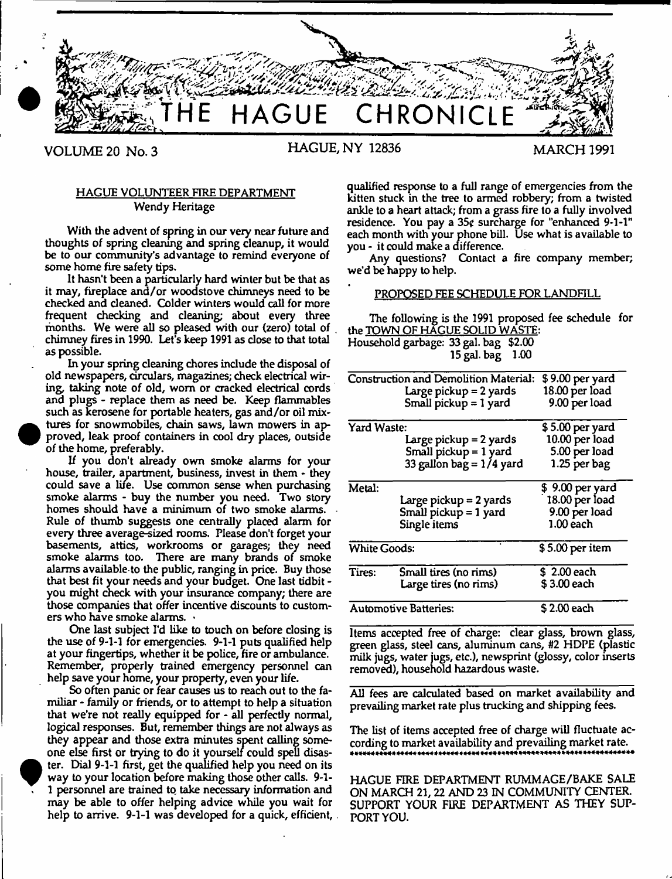# THE HAGUE CHRONICLE

VOLUME 20 No. 3 HAGUE, NY 12836 MARCH 1991

## HAGUE VOLUNTEER FIRE DEPARTMENT

Wendy Heritage

With the advent of spring in our very near future and thoughts of spring cleaning and spring cleanup, it would be to our community's advantage to remind everyone of some home fire safety tips.

It hasn't been a particularly hard winter but be that as it may, fireplace and/or woodstove chimneys need to be checked and cleaned. Colder winters would call for more frequent checking and cleaning; about every three months. We were all so pleased with our (zero) total of chimney fires in 1990. Let's keep 1991 as close to that total as possible.

In your spring cleaning chores include the disposal of old newspapers, circulars, magazines; check electrical wiring, taking note of old, worn or cracked electrical cords and plugs - replace them as need be. Keep flammables such as kerosene for portable heaters, gas and/or oil mixtures for snowmobiles, chain saws, lawn mowers in approved, leak proof containers in cool dry places, outside of the home, preferably.

If you don't already own smoke alarms for your house, trailer, apartment, business, invest in them - they could save a life. Use common sense when purchasing smoke alarms - buy the number you need. Two story homes should have a minimum of two smoke alarms. Rule of thumb suggests one centrally placed alarm for every three average-sized rooms. Please don't forget your basements, attics, workrooms or garages; they need smoke alarms too. There are many brands of smoke alarms available to the public, ranging in price. Buy those that best fit your needs and your budget. One last tidbit - you might check with your insurance company; there are those companies that offer incentive discounts to customers who have smoke alarms.

One last subject I'd like to touch on before closing is the use of 9-1-1 for emergencies. 9-1-1 puts qualified help at your fingertips, whether it be police, fire or ambulance. Remember, properly trained emergency personnel can help save your home, your property, even your life.

So often panic or fear causes us to reach out to the familiar - family or friends, or to attempt to help a situation that we're not really equipped for - all perfectly normal, logical responses. But, remember things are not always as they appear and those extra minutes spent calling someone else first or trying to do it yourself could spell disaster. Dial 9-1-1 first, get the qualified help you need on its way to your location before making those other calls. 9-1-1 personnel are trained to take necessary information and may be able to offer helping advice while you wait for help to arrive. 9-1-1 was developed for a quick, efficient, qualified response to a full range of emergencies from the kitten stuck in the tree to armed robbery; from a twisted ankle to a heart attack; from a grass fire to a fully involved residence. You pay a 35¢ surcharge for "enhanced 9-1-1" each month with your phone bill. Use what is available to you - it could make a difference.

Any questions? Contact a fire company member; we'd be happy to help.

## PROPOSED FEE SCHEDULE FOR LANDFILL

The following is the 1991 proposed fee schedule for the TOWN OF HAGUE SOLID WASTE:

Household garbage: 33 gal. bag $2.00
15 gal. bag 1.00

| Item | | Fee |
|---|---|---|
| Construction and Demolition Material: | | $ 9.00 per yard |
| | Large pickup = 2 yards | 18.00 per load |
| | Small pickup = 1 yard | 9.00 per load |
| Yard Waste: | | $ 5.00 per yard |
| | Large pickup = 2 yards | 10.00 per load |
| | Small pickup = 1 yard | 5.00 per load |
| | 33 gallon bag = 1/4 yard | 1.25 per bag |
| Metal: | | $ 9.00 per yard |
| | Large pickup = 2 yards | 18.00 per load |
| | Small pickup = 1 yard | 9.00 per load |
| | Single items | 1.00 each |
| White Goods: | | $ 5.00 per item |
| Tires: | Small tires (no rims) | $ 2.00 each |
| | Large tires (no rims) | $ 3.00 each |
| Automotive Batteries: | | $ 2.00 each |

Items accepted free of charge: clear glass, brown glass, green glass, steel cans, aluminum cans, #2 HDPE (plastic milk jugs, water jugs, etc.), newsprint (glossy, color inserts removed), household hazardous waste.

All fees are calculated based on market availability and prevailing market rate plus trucking and shipping fees.

The list of items accepted free of charge will fluctuate according to market availability and prevailing market rate.

HAGUE FIRE DEPARTMENT RUMMAGE/BAKE SALE ON MARCH 21, 22 AND 23 IN COMMUNITY CENTER. SUPPORT YOUR FIRE DEPARTMENT AS THEY SUPPORT YOU.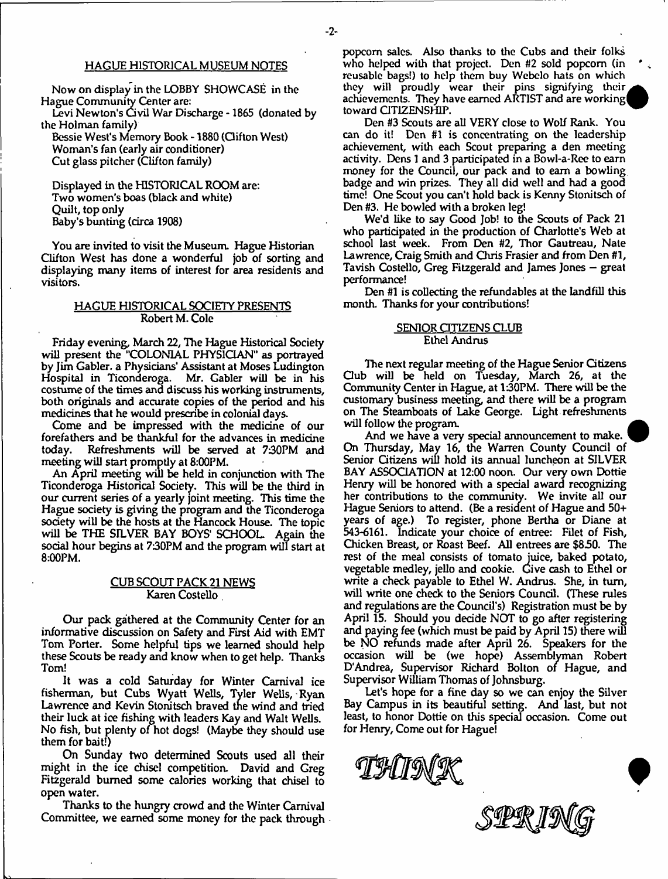## HAGUE HISTORICAL MUSEUM NOTES

Now on display in the LOBBY SHOWCASE in the Hague Community Center are:

Levi Newton's Civil War Discharge - 1865 (donated by the Holman family)
Bessie West's Memory Book - 1880 (Clifton West)
Woman's fan (early air conditioner)
Cut glass pitcher (Clifton family)

Displayed in the HISTORICAL ROOM are:
Two women's boas (black and white)
Quilt, top only
Baby's bunting (circa 1908)

You are invited to visit the Museum. Hague Historian Clifton West has done a wonderful job of sorting and displaying many items of interest for area residents and visitors.

## HAGUE HISTORICAL SOCIETY PRESENTS
Robert M. Cole

Friday evening, March 22, The Hague Historical Society will present the "COLONIAL PHYSICIAN" as portrayed by Jim Gabler. a Physicians' Assistant at Moses Ludington Hospital in Ticonderoga. Mr. Gabler will be in his costume of the times and discuss his working instruments, both originals and accurate copies of the period and his medicines that he would prescribe in colonial days.

Come and be impressed with the medicine of our forefathers and be thankful for the advances in medicine today. Refreshments will be served at 7:30PM and meeting will start promptly at 8:00PM.

An April meeting will be held in conjunction with The Ticonderoga Historical Society. This will be the third in our current series of a yearly joint meeting. This time the Hague society is giving the program and the Ticonderoga society will be the hosts at the Hancock House. The topic will be THE SILVER BAY BOYS' SCHOOL. Again the social hour begins at 7:30PM and the program will start at 8:00PM.

## CUB SCOUT PACK 21 NEWS
Karen Costello

Our pack gathered at the Community Center for an informative discussion on Safety and First Aid with EMT Tom Porter. Some helpful tips we learned should help these Scouts be ready and know when to get help. Thanks Tom!

It was a cold Saturday for Winter Carnival ice fisherman, but Cubs Wyatt Wells, Tyler Wells, Ryan Lawrence and Kevin Stonitsch braved the wind and tried their luck at ice fishing with leaders Kay and Walt Wells. No fish, but plenty of hot dogs! (Maybe they should use them for bait!)

On Sunday two determined Scouts used all their might in the ice chisel competition. David and Greg Fitzgerald burned some calories working that chisel to open water.

Thanks to the hungry crowd and the Winter Carnival Committee, we earned some money for the pack through popcorn sales. Also thanks to the Cubs and their folks who helped with that project. Den #2 sold popcorn (in reusable bags!) to help them buy Webelo hats on which they will proudly wear their pins signifying their achievements. They have earned ARTIST and are working toward CITIZENSHIP.

Den #3 Scouts are all VERY close to Wolf Rank. You can do it! Den #1 is concentrating on the leadership achievement, with each Scout preparing a den meeting activity. Dens 1 and 3 participated in a Bowl-a-Ree to earn money for the Council, our pack and to earn a bowling badge and win prizes. They all did well and had a good time! One Scout you can't hold back is Kenny Stonitsch of Den #3. He bowled with a broken leg!

We'd like to say Good Job! to the Scouts of Pack 21 who participated in the production of Charlotte's Web at school last week. From Den #2, Thor Gautreau, Nate Lawrence, Craig Smith and Chris Frasier and from Den #1, Tavish Costello, Greg Fitzgerald and James Jones -- great performance!

Den #1 is collecting the refundables at the landfill this month. Thanks for your contributions!

## SENIOR CITIZENS CLUB
Ethel Andrus

The next regular meeting of the Hague Senior Citizens Club will be held on Tuesday, March 26, at the Community Center in Hague, at 1:30PM. There will be the customary business meeting, and there will be a program on The Steamboats of Lake George. Light refreshments will follow the program.

And we have a very special announcement to make. On Thursday, May 16, the Warren County Council of Senior Citizens will hold its annual luncheon at SILVER BAY ASSOCIATION at 12:00 noon. Our very own Dottie Henry will be honored with a special award recognizing her contributions to the community. We invite all our Hague Seniors to attend. (Be a resident of Hague and 50+ years of age.) To register, phone Bertha or Diane at 543-6161. Indicate your choice of entree: Filet of Fish, Chicken Breast, or Roast Beef. All entrees are $8.50. The rest of the meal consists of tomato juice, baked potato, vegetable medley, jello and cookie. Give cash to Ethel or write a check payable to Ethel W. Andrus. She, in turn, will write one check to the Seniors Council. (These rules and regulations are the Council's) Registration must be by April 15. Should you decide NOT to go after registering and paying fee (which must be paid by April 15) there will be NO refunds made after April 26. Speakers for the occasion will be (we hope) Assemblyman Robert D'Andrea, Supervisor Richard Bolton of Hague, and Supervisor William Thomas of Johnsburg.

Let's hope for a fine day so we can enjoy the Silver Bay Campus in its beautiful setting. And last, but not least, to honor Dottie on this special occasion. Come out for Henry, Come out for Hague!

THINK

SPRING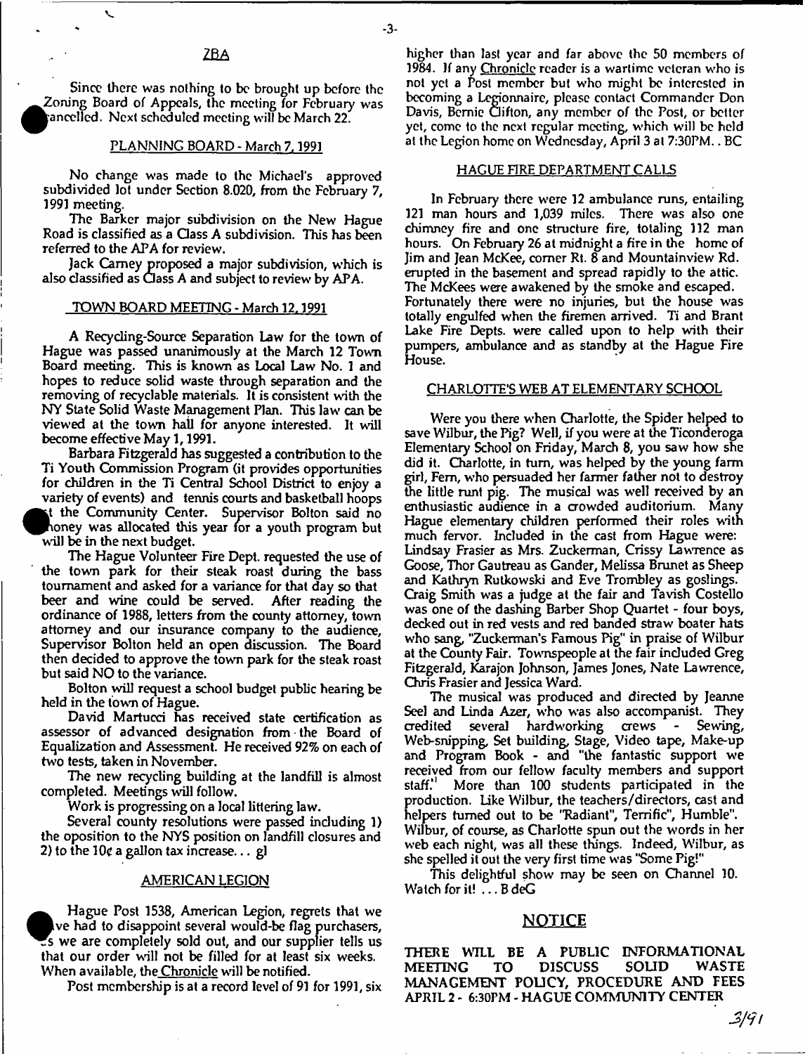## ZBA

Since there was nothing to be brought up before the Zoning Board of Appeals, the meeting for February was cancelled. Next scheduled meeting will be March 22.

## PLANNING BOARD - March 7, 1991

No change was made to the Michael's approved subdivided lot under Section 8.020, from the February 7, 1991 meeting.

The Barker major subdivision on the New Hague Road is classified as a Class A subdivision. This has been referred to the APA for review.

Jack Carney proposed a major subdivision, which is also classified as Class A and subject to review by APA.

## TOWN BOARD MEETING - March 12, 1991

A Recycling-Source Separation Law for the town of Hague was passed unanimously at the March 12 Town Board meeting. This is known as Local Law No. 1 and hopes to reduce solid waste through separation and the removing of recyclable materials. It is consistent with the NY State Solid Waste Management Plan. This law can be viewed at the town hall for anyone interested. It will become effective May 1, 1991.

Barbara Fitzgerald has suggested a contribution to the Ti Youth Commission Program (it provides opportunities for children in the Ti Central School District to enjoy a variety of events) and tennis courts and basketball hoops at the Community Center. Supervisor Bolton said no money was allocated this year for a youth program but will be in the next budget.

The Hague Volunteer Fire Dept. requested the use of the town park for their steak roast during the bass tournament and asked for a variance for that day so that beer and wine could be served. After reading the ordinance of 1988, letters from the county attorney, town attorney and our insurance company to the audience, Supervisor Bolton held an open discussion. The Board then decided to approve the town park for the steak roast but said NO to the variance.

Bolton will request a school budget public hearing be held in the town of Hague.

David Martucci has received state certification as assessor of advanced designation from the Board of Equalization and Assessment. He received 92% on each of two tests, taken in November.

The new recycling building at the landfill is almost completed. Meetings will follow.

Work is progressing on a local littering law.

Several county resolutions were passed including 1) the oposition to the NYS position on landfill closures and 2) to the 10¢ a gallon tax increase... gl

## AMERICAN LEGION

Hague Post 1538, American Legion, regrets that we have had to disappoint several would-be flag purchasers, as we are completely sold out, and our supplier tells us that our order will not be filled for at least six weeks. When available, the Chronicle will be notified.

Post membership is at a record level of 91 for 1991, six higher than last year and far above the 50 members of 1984. If any Chronicle reader is a wartime veteran who is not yet a Post member but who might be interested in becoming a Legionnaire, please contact Commander Don Davis, Bernie Clifton, any member of the Post, or better yet, come to the next regular meeting, which will be held at the Legion home on Wednesday, April 3 at 7:30PM.. BC

## HAGUE FIRE DEPARTMENT CALLS

In February there were 12 ambulance runs, entailing 121 man hours and 1,039 miles. There was also one chimney fire and one structure fire, totaling 112 man hours. On February 26 at midnight a fire in the home of Jim and Jean McKee, corner Rt. 8 and Mountainview Rd. erupted in the basement and spread rapidly to the attic. The McKees were awakened by the smoke and escaped. Fortunately there were no injuries, but the house was totally engulfed when the firemen arrived. Ti and Brant Lake Fire Depts. were called upon to help with their pumpers, ambulance and as standby at the Hague Fire House.

## CHARLOTTE'S WEB AT ELEMENTARY SCHOOL

Were you there when Charlotte, the Spider helped to save Wilbur, the Pig? Well, if you were at the Ticonderoga Elementary School on Friday, March 8, you saw how she did it. Charlotte, in turn, was helped by the young farm girl, Fern, who persuaded her farmer father not to destroy the little runt pig. The musical was well received by an enthusiastic audience in a crowded auditorium. Many Hague elementary children performed their roles with much fervor. Included in the cast from Hague were: Lindsay Frasier as Mrs. Zuckerman, Crissy Lawrence as Goose, Thor Gautreau as Gander, Melissa Brunet as Sheep and Kathryn Rutkowski and Eve Trombley as goslings. Craig Smith was a judge at the fair and Tavish Costello was one of the dashing Barber Shop Quartet - four boys, decked out in red vests and red banded straw boater hats who sang, "Zuckerman's Famous Pig" in praise of Wilbur at the County Fair. Townspeople at the fair included Greg Fitzgerald, Karajon Johnson, James Jones, Nate Lawrence, Chris Frasier and Jessica Ward.

The musical was produced and directed by Jeanne Seel and Linda Azer, who was also accompanist. They credited several hardworking crews - Sewing, Web-snipping, Set building, Stage, Video tape, Make-up and Program Book - and "the fantastic support we received from our fellow faculty members and support staff." More than 100 students participated in the production. Like Wilbur, the teachers/directors, cast and helpers turned out to be "Radiant", Terrific", Humble". Wilbur, of course, as Charlotte spun out the words in her web each night, was all these things. Indeed, Wilbur, as she spelled it out the very first time was "Some Pig!"

This delightful show may be seen on Channel 10. Watch for it! ... B deG

## NOTICE

**THERE WILL BE A PUBLIC INFORMATIONAL MEETING TO DISCUSS SOLID WASTE MANAGEMENT POLICY, PROCEDURE AND FEES APRIL 2 - 6:30PM - HAGUE COMMUNITY CENTER**

3/91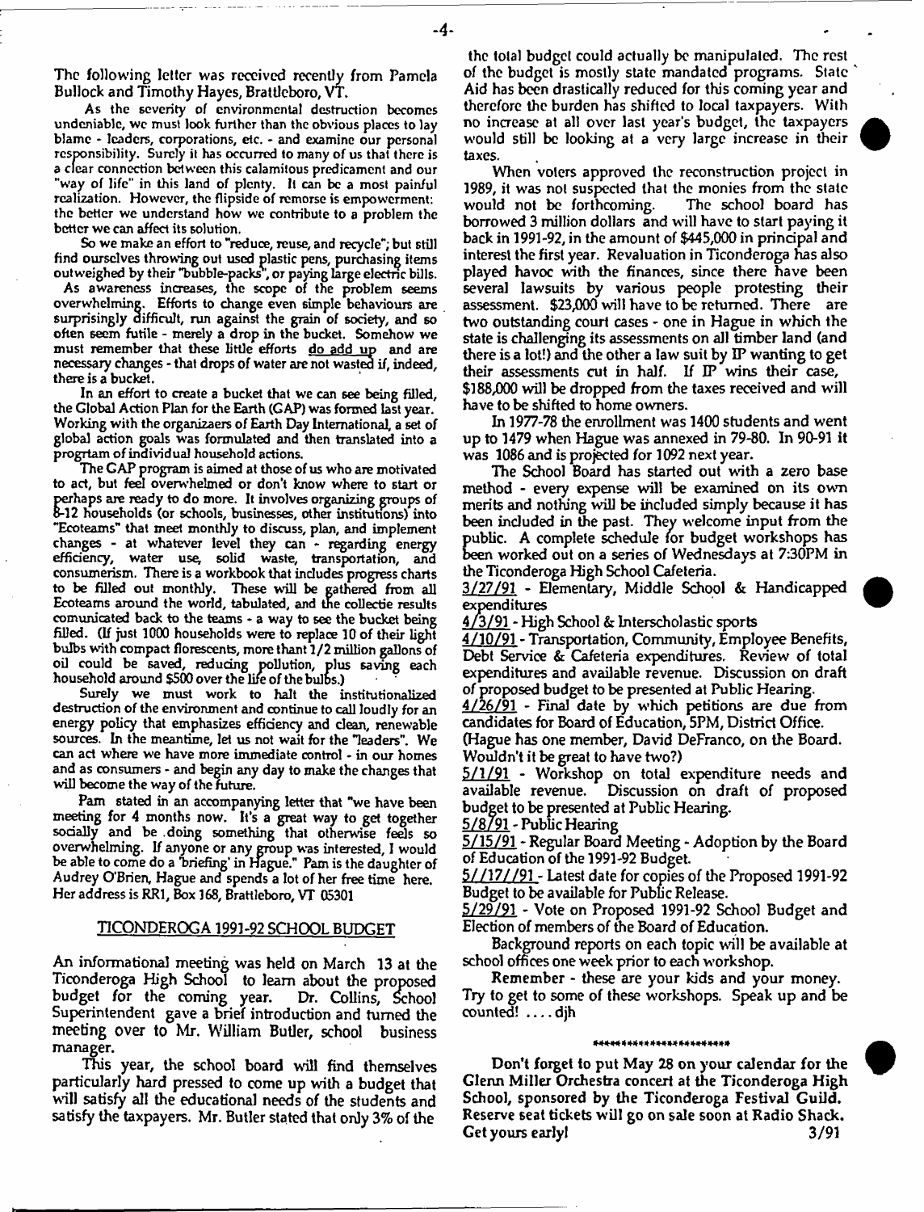The following letter was received recently from Pamela Bullock and Timothy Hayes, Brattleboro, VT.

As the severity of environmental destruction becomes undeniable, we must look further than the obvious places to lay blame - leaders, corporations, etc. - and examine our personal responsibility. Surely it has occurred to many of us that there is a clear connection between this calamitous predicament and our "way of life" in this land of plenty. It can be a most painful realization. However, the flipside of remorse is empowerment: the better we understand how we contribute to a problem the better we can affect its solution.

So we make an effort to "reduce, reuse, and recycle"; but still find ourselves throwing out used plastic pens, purchasing items outweighed by their "bubble-packs", or paying large electric bills.

As awareness increases, the scope of the problem seems overwhelming. Efforts to change even simple behaviours are surprisingly difficult, run against the grain of society, and so often seem futile - merely a drop in the bucket. Somehow we must remember that these little efforts do add up and are necessary changes - that drops of water are not wasted if, indeed, there is a bucket.

In an effort to create a bucket that we can see being filled, the Global Action Plan for the Earth (GAP) was formed last year. Working with the organizaers of Earth Day International, a set of global action goals was formulated and then translated into a progrtam of individual household actions.

The GAP program is aimed at those of us who are motivated to act, but feel overwhelmed or don't know where to start or perhaps are ready to do more. It involves organizing groups of 8-12 households (or schools, businesses, other institutions) into "Ecoteams" that meet monthly to discuss, plan, and implement changes - at whatever level they can - regarding energy efficiency, water use, solid waste, transportation, and consumerism. There is a workbook that includes progress charts to be filled out monthly. These will be gathered from all Ecoteams around the world, tabulated, and the collectie results comunicated back to the teams - a way to see the bucket being filled. (If just 1000 households were to replace 10 of their light bulbs with compact florescents, more thant 1/2 million gallons of oil could be saved, reducing pollution, plus saving each household around $500 over the life of the bulbs.)

Surely we must work to halt the institutionalized destruction of the environment and continue to call loudly for an energy policy that emphasizes efficiency and clean, renewable sources. In the meantime, let us not wait for the "leaders". We can act where we have more immediate control - in our homes and as consumers - and begin any day to make the changes that will become the way of the future.

Pam stated in an accompanying letter that "we have been meeting for 4 months now. It's a great way to get together socially and be doing something that otherwise feels so overwhelming. If anyone or any group was interested, I would be able to come do a 'briefing' in Hague." Pam is the daughter of Audrey O'Brien, Hague and spends a lot of her free time here. Her address is RR1, Box 168, Brattleboro, VT 05301

## TICONDEROGA 1991-92 SCHOOL BUDGET

An informational meeting was held on March 13 at the Ticonderoga High School to learn about the proposed budget for the coming year. Dr. Collins, School Superintendent gave a brief introduction and turned the meeting over to Mr. William Butler, school business manager.

This year, the school board will find themselves particularly hard pressed to come up with a budget that will satisfy all the educational needs of the students and satisfy the taxpayers. Mr. Butler stated that only 3% of the the total budget could actually be manipulated. The rest of the budget is mostly state mandated programs. State Aid has been drastically reduced for this coming year and therefore the burden has shifted to local taxpayers. With no increase at all over last year's budget, the taxpayers would still be looking at a very large increase in their taxes.

When voters approved the reconstruction project in 1989, it was not suspected that the monies from the state would not be forthcoming. The school board has borrowed 3 million dollars and will have to start paying it back in 1991-92, in the amount of $445,000 in principal and interest the first year. Revaluation in Ticonderoga has also played havoc with the finances, since there have been several lawsuits by various people protesting their assessment. $23,000 will have to be returned. There are two outstanding court cases - one in Hague in which the state is challenging its assessments on all timber land (and there is a lot!) and the other a law suit by IP wanting to get their assessments cut in half. If IP wins their case, $188,000 will be dropped from the taxes received and will have to be shifted to home owners.

In 1977-78 the enrollment was 1400 students and went up to 1479 when Hague was annexed in 79-80. In 90-91 it was 1086 and is projected for 1092 next year.

The School Board has started out with a zero base method - every expense will be examined on its own merits and nothing will be included simply because it has been included in the past. They welcome input from the public. A complete schedule for budget workshops has been worked out on a series of Wednesdays at 7:30PM in the Ticonderoga High School Cafeteria.

3/27/91 - Elementary, Middle School & Handicapped expenditures

4/3/91 - High School & Interscholastic sports

4/10/91 - Transportation, Community, Employee Benefits, Debt Service & Cafeteria expenditures. Review of total expenditures and available revenue. Discussion on draft of proposed budget to be presented at Public Hearing.

4/26/91 - Final date by which petitions are due from candidates for Board of Education, 5PM, District Office.

(Hague has one member, David DeFranco, on the Board. Wouldn't it be great to have two?)

5/1/91 - Workshop on total expenditure needs and available revenue. Discussion on draft of proposed budget to be presented at Public Hearing.

5/8/91 - Public Hearing

5/15/91 - Regular Board Meeting - Adoption by the Board of Education of the 1991-92 Budget.

5//17//91 - Latest date for copies of the Proposed 1991-92 Budget to be available for Public Release.

5/29/91 - Vote on Proposed 1991-92 School Budget and Election of members of the Board of Education.

Background reports on each topic will be available at school offices one week prior to each workshop.

Remember - these are your kids and your money. Try to get to some of these workshops. Speak up and be counted! ....djh

\*\*\*\*\*\*\*\*\*\*\*\*\*\*\*\*\*\*\*\*\*\*\*\*

**Don't forget to put May 28 on your calendar for the Glenn Miller Orchestra concert at the Ticonderoga High School, sponsored by the Ticonderoga Festival Guild. Reserve seat tickets will go on sale soon at Radio Shack. Get yours early!** 3/91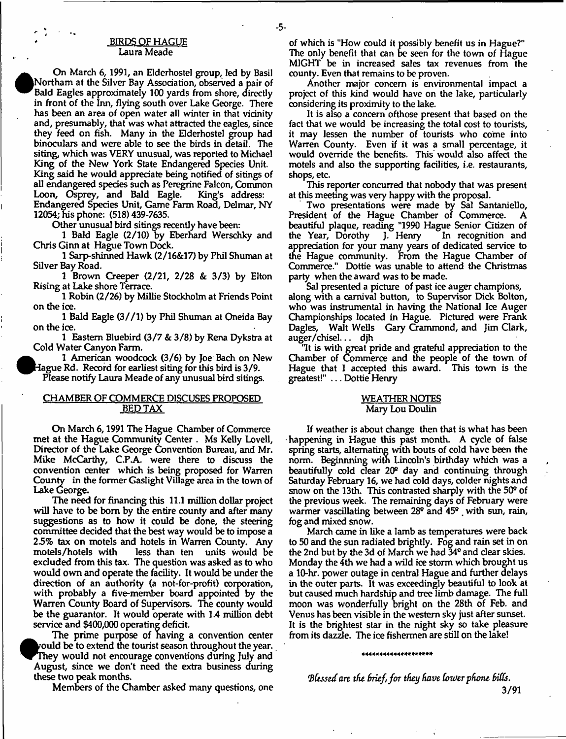## BIRDS OF HAGUE
Laura Meade

On March 6, 1991, an Elderhostel group, led by Basil Northam at the Silver Bay Association, observed a pair of Bald Eagles approximately 100 yards from shore, directly in front of the Inn, flying south over Lake George. There has been an area of open water all winter in that vicinity and, presumably, that was what attracted the eagles, since they feed on fish. Many in the Elderhostel group had binoculars and were able to see the birds in detail. The siting, which was VERY unusual, was reported to Michael King of the New York State Endangered Species Unit. King said he would appreciate being notified of sitings of all endangered species such as Peregrine Falcon, Common Loon, Osprey, and Bald Eagle. King's address: Endangered Species Unit, Game Farm Road, Delmar, NY 12054; his phone: (518) 439-7635.

Other unusual bird sitings recently have been:

1 Bald Eagle (2/10) by Eberhard Werschky and Chris Ginn at Hague Town Dock.

1 Sarp-shinned Hawk (2/16&17) by Phil Shuman at Silver Bay Road.

1 Brown Creeper (2/21, 2/28 & 3/3) by Elton Rising at Lake shore Terrace.

1 Robin (2/26) by Millie Stockholm at Friends Point on the ice.

1 Bald Eagle (3//1) by Phil Shuman at Oneida Bay on the ice.

1 Eastern Bluebird (3/7 & 3/8) by Rena Dykstra at Cold Water Canyon Farm.

1 American woodcock (3/6) by Joe Bach on New Hague Rd. Record for earliest siting for this bird is 3/9.

Please notify Laura Meade of any unusual bird sitings.

## CHAMBER OF COMMERCE DISCUSES PROPOSED BED TAX

On March 6, 1991 The Hague Chamber of Commerce met at the Hague Community Center . Ms Kelly Lovell, Director of the Lake George Convention Bureau, and Mr. Mike McCarthy, C.P.A. were there to discuss the convention center which is being proposed for Warren County in the former Gaslight Village area in the town of Lake George.

The need for financing this 11.1 million dollar project will have to be born by the entire county and after many suggestions as to how it could be done, the steering committee decided that the best way would be to impose a 2.5% tax on motels and hotels in Warren County. Any motels/hotels with less than ten units would be excluded from this tax. The question was asked as to who would own and operate the facility. It would be under the direction of an authority (a not-for-profit) corporation, with probably a five-member board appointed by the Warren County Board of Supervisors. The county would be the guarantor. It would operate with 1.4 million debt service and $400,000 operating deficit.

The prime purpose of having a convention center would be to extend the tourist season throughout the year. They would not encourage conventions during July and August, since we don't need the extra business during these two peak months.

Members of the Chamber asked many questions, one of which is "How could it possibly benefit us in Hague?" The only benefit that can be seen for the town of Hague MIGHT be in increased sales tax revenues from the county. Even that remains to be proven.

Another major concern is environmental impact a project of this kind would have on the lake, particularly considering its proximity to the lake.

It is also a concern ofthose present that based on the fact that we would be increasing the total cost to tourists, it may lessen the number of tourists who come into Warren County. Even if it was a small percentage, it would override the benefits. This would also affect the motels and also the supporting facilities, i.e. restaurants, shops, etc.

This reporter concurred that nobody that was present at this meeting was very happy with the proposal.

Two presentations were made by Sal Santaniello, President of the Hague Chamber of Commerce. A beautiful plaque, reading "1990 Hague Senior Citizen of the Year, Dorothy J. Henry In recognition and appreciation for your many years of dedicated service to the Hague community. From the Hague Chamber of Commerce." Dottie was unable to attend the Christmas party when the award was to be made.

Sal presented a picture of past ice auger champions, along with a carnival button, to Supervisor Dick Bolton, who was instrumental in having the National Ice Auger Championships located in Hague. Pictured were Frank Dagles, Walt Wells Gary Crammond, and Jim Clark, auger/chisel... djh

"It is with great pride and grateful appreciation to the Chamber of Commerce and the people of the town of Hague that I accepted this award. This town is the greatest!" ... Dottie Henry

## WEATHER NOTES
Mary Lou Doulin

If weather is about change then that is what has been happening in Hague this past month. A cycle of false spring starts, alternating with bouts of cold have been the norm. Beginnning with Lincoln's birthday which was a beautifully cold clear 20° day and continuing through Saturday February 16, we had cold days, colder nights and snow on the 13th. This contrasted sharply with the 50° of the previous week. The remaining days of February were warmer vascillating between 28° and 45° with sun, rain, fog and mixed snow.

March came in like a lamb as temperatures were back to 50 and the sun radiated brightly. Fog and rain set in on the 2nd but by the 3d of March we had 34° and clear skies. Monday the 4th we had a wild ice storm which brought us a 10-hr. power outage in central Hague and further delays in the outer parts. It was exceedingly beautiful to look at but caused much hardship and tree limb damage. The full moon was wonderfully bright on the 28th of Feb. and Venus has been visible in the western sky just after sunset. It is the brightest star in the night sky so take pleasure from its dazzle. The ice fishermen are still on the lake!

*******************

*Blessed are the brief, for they have lower phone bills.*

3/91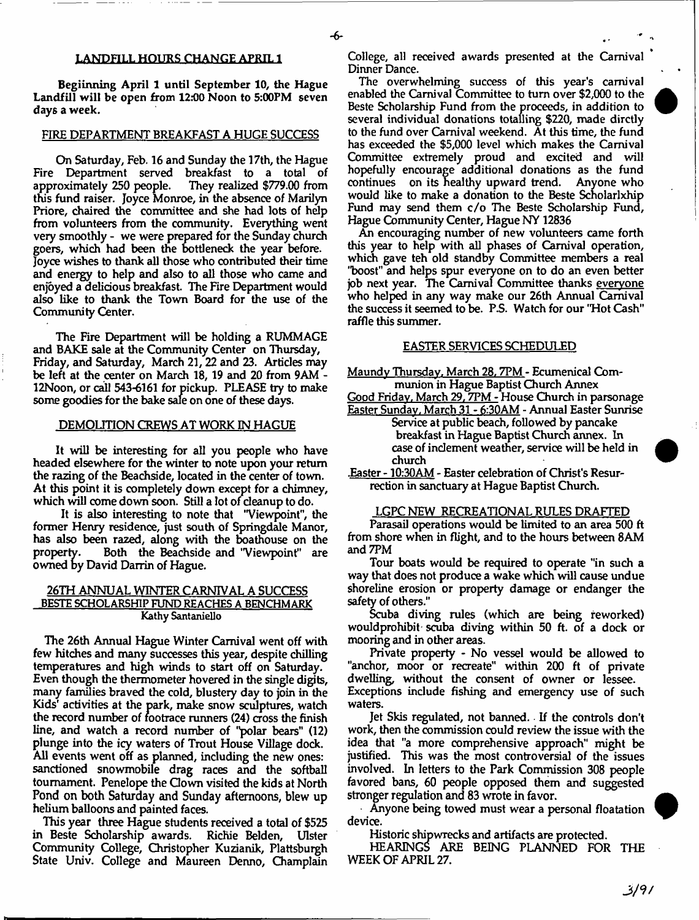## LANDFILL HOURS CHANGE APRIL 1

**Begiinning April 1 until September 10, the Hague Landfill will be open from 12:00 Noon to 5:00PM seven days a week.**

## FIRE DEPARTMENT BREAKFAST A HUGE SUCCESS

On Saturday, Feb. 16 and Sunday the 17th, the Hague Fire Department served breakfast to a total of approximately 250 people. They realized $779.00 from this fund raiser. Joyce Monroe, in the absence of Marilyn Priore, chaired the committee and she had lots of help from volunteers from the community. Everything went very smoothly - we were prepared for the Sunday church goers, which had been the bottleneck the year before. Joyce wishes to thank all those who contributed their time and energy to help and also to all those who came and enjoyed a delicious breakfast. The Fire Department would also like to thank the Town Board for the use of the Community Center.

The Fire Department will be holding a RUMMAGE and BAKE sale at the Community Center on Thursday, Friday, and Saturday, March 21, 22 and 23. Articles may be left at the center on March 18, 19 and 20 from 9AM - 12Noon, or call 543-6161 for pickup. PLEASE try to make some goodies for the bake sale on one of these days.

## DEMOLITION CREWS AT WORK IN HAGUE

It will be interesting for all you people who have headed elsewhere for the winter to note upon your return the razing of the Beachside, located in the center of town. At this point it is completely down except for a chimney, which will come down soon. Still a lot of cleanup to do.

It is also interesting to note that "Viewpoint", the former Henry residence, just south of Springdale Manor, has also been razed, along with the boathouse on the property. Both the Beachside and "Viewpoint" are owned by David Darrin of Hague.

## 26TH ANNUAL WINTER CARNIVAL A SUCCESS BESTE SCHOLARSHIP FUND REACHES A BENCHMARK

Kathy Santaniello

The 26th Annual Hague Winter Carnival went off with few hitches and many successes this year, despite chilling temperatures and high winds to start off on Saturday. Even though the thermometer hovered in the single digits, many families braved the cold, blustery day to join in the Kids' activities at the park, make snow sculptures, watch the record number of footrace runners (24) cross the finish line, and watch a record number of "polar bears" (12) plunge into the icy waters of Trout House Village dock. All events went off as planned, including the new ones: sanctioned snowmobile drag races and the softball tournament. Penelope the Clown visited the kids at North Pond on both Saturday and Sunday afternoons, blew up helium balloons and painted faces.

This year three Hague students received a total of $525 in Beste Scholarship awards. Richie Belden, Ulster Community College, Christopher Kuzianik, Plattsburgh State Univ. College and Maureen Denno, Champlain College, all received awards presented at the Carnival Dinner Dance.

The overwhelming success of this year's carnival enabled the Carnival Committee to turn over $2,000 to the Beste Scholarship Fund from the proceeds, in addition to several individual donations totalling $220, made dirctly to the fund over Carnival weekend. At this time, the fund has exceeded the $5,000 level which makes the Carnival Committee extremely proud and excited and will hopefully encourage additional donations as the fund continues on its healthy upward trend. Anyone who would like to make a donation to the Beste Scholarlxhip Fund may send them c/o The Beste Scholarship Fund, Hague Community Center, Hague NY 12836

An encouraging number of new volunteers came forth this year to help with all phases of Carnival operation, which gave teh old standby Committee members a real "boost" and helps spur everyone on to do an even better job next year. The Carnival Committee thanks everyone who helped in any way make our 26th Annual Carnival the success it seemed to be. P.S. Watch for our "Hot Cash" raffle this summer.

## EASTER SERVICES SCHEDULED

Maundy Thursday, March 28, 7PM - Ecumenical Communion in Hague Baptist Church Annex

Good Friday, March 29, 7PM - House Church in parsonage

Easter Sunday, March 31 - 6:30AM - Annual Easter Sunrise Service at public beach, followed by pancake breakfast in Hague Baptist Church annex. In case of inclement weather, service will be held in church

Easter - 10:30AM - Easter celebration of Christ's Resurrection in sanctuary at Hague Baptist Church.

## LGPC NEW RECREATIONAL RULES DRAFTED

Parasail operations would be limited to an area 500 ft from shore when in flight, and to the hours between 8AM and 7PM

Tour boats would be required to operate "in such a way that does not produce a wake which will cause undue shoreline erosion or property damage or endanger the safety of others."

Scuba diving rules (which are being reworked) wouldprohibit scuba diving within 50 ft. of a dock or mooring and in other areas.

Private property - No vessel would be allowed to "anchor, moor or recreate" within 200 ft of private dwelling, without the consent of owner or lessee. Exceptions include fishing and emergency use of such waters.

Jet Skis regulated, not banned. If the controls don't work, then the commission could review the issue with the idea that "a more comprehensive approach" might be justified. This was the most controversial of the issues involved. In letters to the Park Commission 308 people favored bans, 60 people opposed them and suggested stronger regulation and 83 wrote in favor.

Anyone being towed must wear a personal floatation device.

Historic shipwrecks and artifacts are protected.

HEARINGS ARE BEING PLANNED FOR THE WEEK OF APRIL 27.

3/91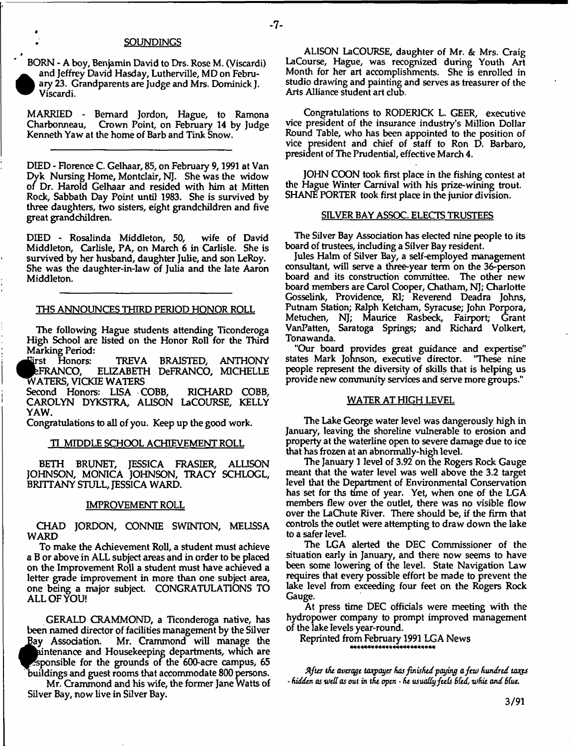## SOUNDINGS

BORN - A boy, Benjamin David to Drs. Rose M. (Viscardi) and Jeffrey David Hasday, Lutherville, MD on February 23. Grandparents are Judge and Mrs. Dominick J. Viscardi.

MARRIED - Bernard Jordon, Hague, to Ramona Charbonneau, Crown Point, on February 14 by Judge Kenneth Yaw at the home of Barb and Tink Snow.

---

DIED - Florence C. Gelhaar, 85, on February 9, 1991 at Van Dyk Nursing Home, Montclair, NJ. She was the widow of Dr. Harold Gelhaar and resided with him at Mitten Rock, Sabbath Day Point until 1983. She is survived by three daughters, two sisters, eight grandchildren and five great grandchildren.

DIED - Rosalinda Middleton, 50, wife of David Middleton, Carlisle, PA, on March 6 in Carlisle. She is survived by her husband, daughter Julie, and son LeRoy. She was the daughter-in-law of Julia and the late Aaron Middleton.

---

### THS ANNOUNCES THIRD PERIOD HONOR ROLL

The following Hague students attending Ticonderoga High School are listed on the Honor Roll for the Third Marking Period:

First Honors: TREVA BRAISTED, ANTHONY DeFRANCO, ELIZABETH DeFRANCO, MICHELLE WATERS, VICKIE WATERS

Second Honors: LISA COBB, RICHARD COBB, CAROLYN DYKSTRA, ALISON LaCOURSE, KELLY YAW.

Congratulations to all of you. Keep up the good work.

### TI MIDDLE SCHOOL ACHIEVEMENT ROLL

BETH BRUNET, JESSICA FRASIER, ALLISON JOHNSON, MONICA JOHNSON, TRACY SCHLOGL, BRITTANY STULL, JESSICA WARD.

### IMPROVEMENT ROLL

CHAD JORDON, CONNIE SWINTON, MELISSA WARD

To make the Achievement Roll, a student must achieve a B or above in ALL subject areas and in order to be placed on the Improvement Roll a student must have achieved a letter grade improvement in more than one subject area, one being a major subject. CONGRATULATIONS TO ALL OF YOU!

GERALD CRAMMOND, a Ticonderoga native, has been named director of facilities management by the Silver Bay Association. Mr. Crammond will manage the Maintenance and Housekeeping departments, which are responsible for the grounds of the 600-acre campus, 65 buildings and guest rooms that accommodate 800 persons.

Mr. Crammond and his wife, the former Jane Watts of Silver Bay, now live in Silver Bay.

ALISON LaCOURSE, daughter of Mr. & Mrs. Craig LaCourse, Hague, was recognized during Youth Art Month for her art accomplishments. She is enrolled in studio drawing and painting and serves as treasurer of the Arts Alliance student art club.

Congratulations to RODERICK L. GEER, executive vice president of the insurance industry's Million Dollar Round Table, who has been appointed to the position of vice president and chief of staff to Ron D. Barbaro, president of The Prudential, effective March 4.

JOHN COON took first place in the fishing contest at the Hague Winter Carnival with his prize-wining trout. SHANE PORTER took first place in the junior division.

### SILVER BAY ASSOC. ELECTS TRUSTEES

The Silver Bay Association has elected nine people to its board of trustees, including a Silver Bay resident.

Jules Halm of Silver Bay, a self-employed management consultant, will serve a three-year term on the 36-person board and its construction committee. The other new board members are Carol Cooper, Chatham, NJ; Charlotte Gosselink, Providence, RI; Reverend Deadra Johns, Putnam Station; Ralph Ketcham, Syracuse; John Porpora, Metuchen, NJ; Maurice Rasbeck, Fairport; Grant VanPatten, Saratoga Springs; and Richard Volkert, Tonawanda.

"Our board provides great guidance and expertise" states Mark Johnson, executive director. "These nine people represent the diversity of skills that is helping us provide new community services and serve more groups."

### WATER AT HIGH LEVEL

The Lake George water level was dangerously high in January, leaving the shoreline vulnerable to erosion and property at the waterline open to severe damage due to ice that has frozen at an abnormally-high level.

The January 1 level of 3.92 on the Rogers Rock Gauge meant that the water level was well above the 3.2 target level that the Department of Environmental Conservation has set for ths time of year. Yet, when one of the LGA members flew over the outlet, there was no visible flow over the LaChute River. There should be, if the firm that controls the outlet were attempting to draw down the lake to a safer level.

The LGA alerted the DEC Commissioner of the situation early in January, and there now seems to have been some lowering of the level. State Navigation Law requires that every possible effort be made to prevent the lake level from exceeding four feet on the Rogers Rock Gauge.

At press time DEC officials were meeting with the hydropower company to prompt improved management of the lake levels year-round.

Reprinted from February 1991 LGA News

*After the average taxpayer has finished paying a few hundred taxes - hidden as well as out in the open - he usually feels bled, whie and blue.*

3/91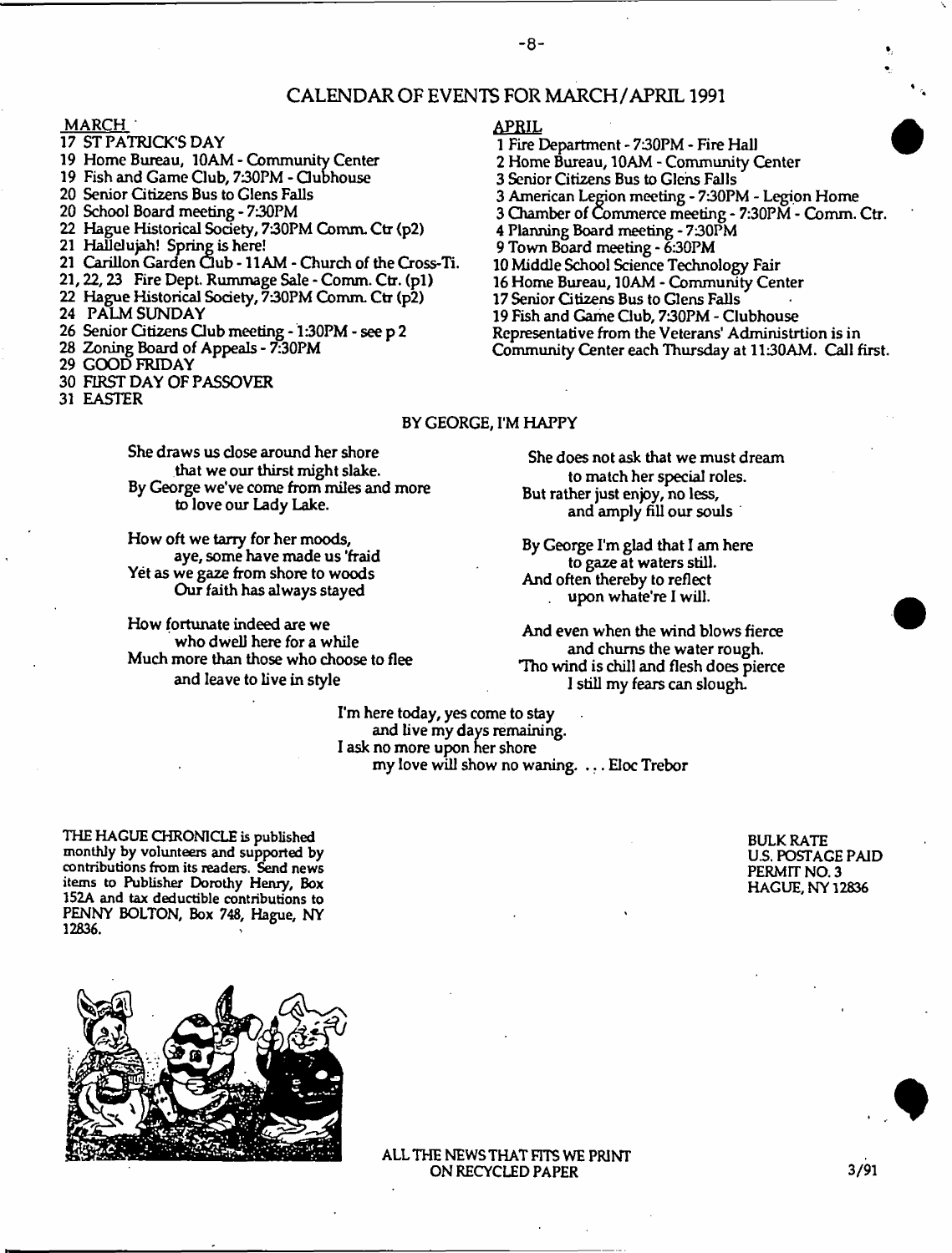## CALENDAR OF EVENTS FOR MARCH/APRIL 1991

### MARCH

17 ST PATRICK'S DAY
19 Home Bureau, 10AM - Community Center
19 Fish and Game Club, 7:30PM - Clubhouse
20 Senior Citizens Bus to Glens Falls
20 School Board meeting - 7:30PM
22 Hague Historical Society, 7:30PM Comm. Ctr (p2)
21 Hallelujah! Spring is here!
21 Carillon Garden Club - 11AM - Church of the Cross-Ti.
21, 22, 23 Fire Dept. Rummage Sale - Comm. Ctr. (p1)
22 Hague Historical Society, 7:30PM Comm. Ctr (p2)
24 PALM SUNDAY
26 Senior Citizens Club meeting - 1:30PM - see p 2
28 Zoning Board of Appeals - 7:30PM
29 GOOD FRIDAY
30 FIRST DAY OF PASSOVER
31 EASTER

### APRIL

1 Fire Department - 7:30PM - Fire Hall
2 Home Bureau, 10AM - Community Center
3 Senior Citizens Bus to Glens Falls
3 American Legion meeting - 7:30PM - Legion Home
3 Chamber of Commerce meeting - 7:30PM - Comm. Ctr.
4 Planning Board meeting - 7:30PM
9 Town Board meeting - 6:30PM
10 Middle School Science Technology Fair
16 Home Bureau, 10AM - Community Center
17 Senior Citizens Bus to Glens Falls
19 Fish and Game Club, 7:30PM - Clubhouse
Representative from the Veterans' Administrtion is in Community Center each Thursday at 11:30AM. Call first.

## BY GEORGE, I'M HAPPY

She draws us close around her shore
that we our thirst might slake.
By George we've come from miles and more
to love our Lady Lake.

How oft we tarry for her moods,
aye, some have made us 'fraid
Yet as we gaze from shore to woods
Our faith has always stayed

How fortunate indeed are we
who dwell here for a while
Much more than those who choose to flee
and leave to live in style

She does not ask that we must dream
to match her special roles.
But rather just enjoy, no less,
and amply fill our souls

By George I'm glad that I am here
to gaze at waters still.
And often thereby to reflect
upon whate're I will.

And even when the wind blows fierce
and churns the water rough.
Tho wind is chill and flesh does pierce
I still my fears can slough.

I'm here today, yes come to stay
and live my days remaining.
I ask no more upon her shore
my love will show no waning. . . . Eloc Trebor

THE HAGUE CHRONICLE is published monthly by volunteers and supported by contributions from its readers. Send news items to Publisher Dorothy Henry, Box 152A and tax deductible contributions to PENNY BOLTON, Box 748, Hague, NY 12836.

BULK RATE
U.S. POSTAGE PAID
PERMIT NO. 3
HAGUE, NY 12836

ALL THE NEWS THAT FITS WE PRINT
ON RECYCLED PAPER

3/91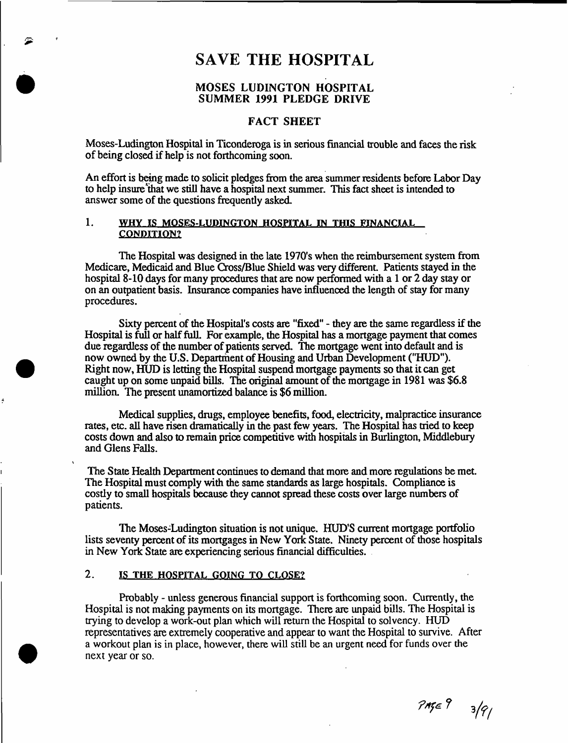# SAVE THE HOSPITAL

## MOSES LUDINGTON HOSPITAL
## SUMMER 1991 PLEDGE DRIVE

### FACT SHEET

Moses-Ludington Hospital in Ticonderoga is in serious financial trouble and faces the risk of being closed if help is not forthcoming soon.

An effort is being made to solicit pledges from the area summer residents before Labor Day to help insure that we still have a hospital next summer. This fact sheet is intended to answer some of the questions frequently asked.

1. **WHY IS MOSES-LUDINGTON HOSPITAL IN THIS FINANCIAL CONDITION?**

The Hospital was designed in the late 1970's when the reimbursement system from Medicare, Medicaid and Blue Cross/Blue Shield was very different. Patients stayed in the hospital 8-10 days for many procedures that are now performed with a 1 or 2 day stay or on an outpatient basis. Insurance companies have influenced the length of stay for many procedures.

Sixty percent of the Hospital's costs are "fixed" - they are the same regardless if the Hospital is full or half full. For example, the Hospital has a mortgage payment that comes due regardless of the number of patients served. The mortgage went into default and is now owned by the U.S. Department of Housing and Urban Development ("HUD"). Right now, HUD is letting the Hospital suspend mortgage payments so that it can get caught up on some unpaid bills. The original amount of the mortgage in 1981 was $6.8 million. The present unamortized balance is $6 million.

Medical supplies, drugs, employee benefits, food, electricity, malpractice insurance rates, etc. all have risen dramatically in the past few years. The Hospital has tried to keep costs down and also to remain price competitive with hospitals in Burlington, Middlebury and Glens Falls.

The State Health Department continues to demand that more and more regulations be met. The Hospital must comply with the same standards as large hospitals. Compliance is costly to small hospitals because they cannot spread these costs over large numbers of patients.

The Moses-Ludington situation is not unique. HUD'S current mortgage portfolio lists seventy percent of its mortgages in New York State. Ninety percent of those hospitals in New York State are experiencing serious financial difficulties.

2. **IS THE HOSPITAL GOING TO CLOSE?**

Probably - unless generous financial support is forthcoming soon. Currently, the Hospital is not making payments on its mortgage. There are unpaid bills. The Hospital is trying to develop a work-out plan which will return the Hospital to solvency. HUD representatives are extremely cooperative and appear to want the Hospital to survive. After a workout plan is in place, however, there will still be an urgent need for funds over the next year or so.

PAGE 9 3/91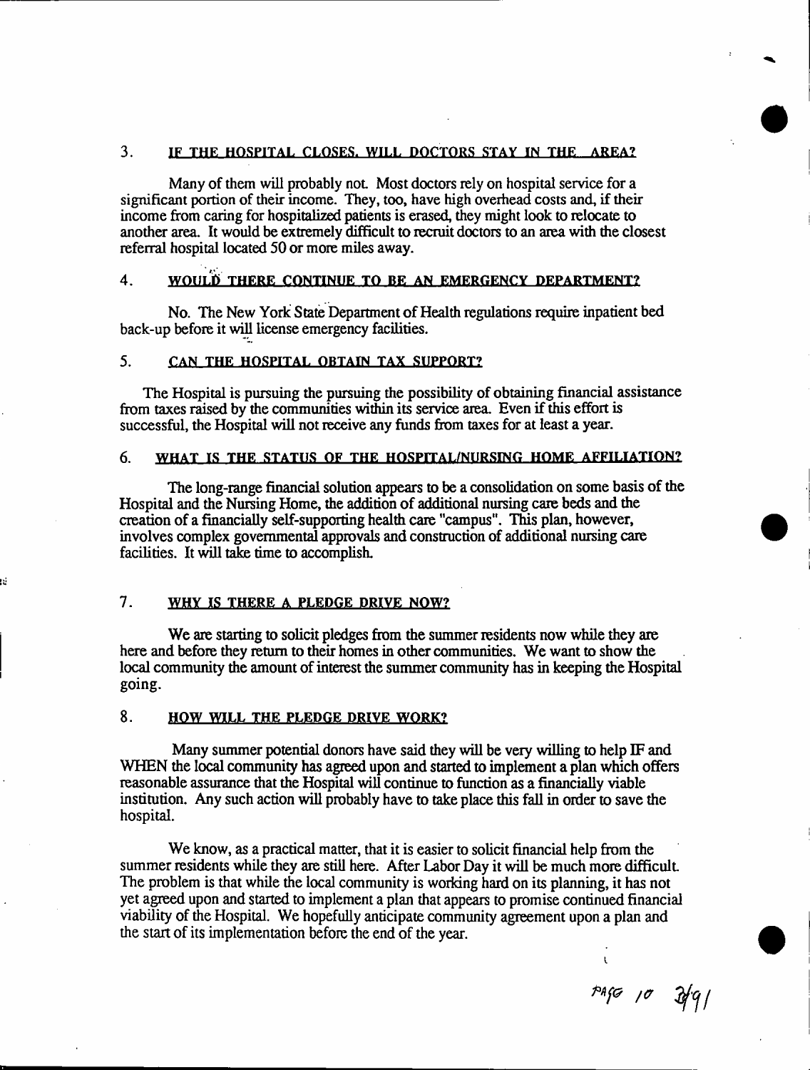## 3. IF THE HOSPITAL CLOSES, WILL DOCTORS STAY IN THE AREA?

Many of them will probably not. Most doctors rely on hospital service for a significant portion of their income. They, too, have high overhead costs and, if their income from caring for hospitalized patients is erased, they might look to relocate to another area. It would be extremely difficult to recruit doctors to an area with the closest referral hospital located 50 or more miles away.

## 4. WOULD THERE CONTINUE TO BE AN EMERGENCY DEPARTMENT?

No. The New York State Department of Health regulations require inpatient bed back-up before it will license emergency facilities.

## 5. CAN THE HOSPITAL OBTAIN TAX SUPPORT?

The Hospital is pursuing the pursuing the possibility of obtaining financial assistance from taxes raised by the communities within its service area. Even if this effort is successful, the Hospital will not receive any funds from taxes for at least a year.

## 6. WHAT IS THE STATUS OF THE HOSPITAL/NURSING HOME AFFILIATION?

The long-range financial solution appears to be a consolidation on some basis of the Hospital and the Nursing Home, the addition of additional nursing care beds and the creation of a financially self-supporting health care "campus". This plan, however, involves complex governmental approvals and construction of additional nursing care facilities. It will take time to accomplish.

## 7. WHY IS THERE A PLEDGE DRIVE NOW?

We are starting to solicit pledges from the summer residents now while they are here and before they return to their homes in other communities. We want to show the local community the amount of interest the summer community has in keeping the Hospital going.

## 8. HOW WILL THE PLEDGE DRIVE WORK?

Many summer potential donors have said they will be very willing to help IF and WHEN the local community has agreed upon and started to implement a plan which offers reasonable assurance that the Hospital will continue to function as a financially viable institution. Any such action will probably have to take place this fall in order to save the hospital.

We know, as a practical matter, that it is easier to solicit financial help from the summer residents while they are still here. After Labor Day it will be much more difficult. The problem is that while the local community is working hard on its planning, it has not yet agreed upon and started to implement a plan that appears to promise continued financial viability of the Hospital. We hopefully anticipate community agreement upon a plan and the start of its implementation before the end of the year.

PAGE 10 3/91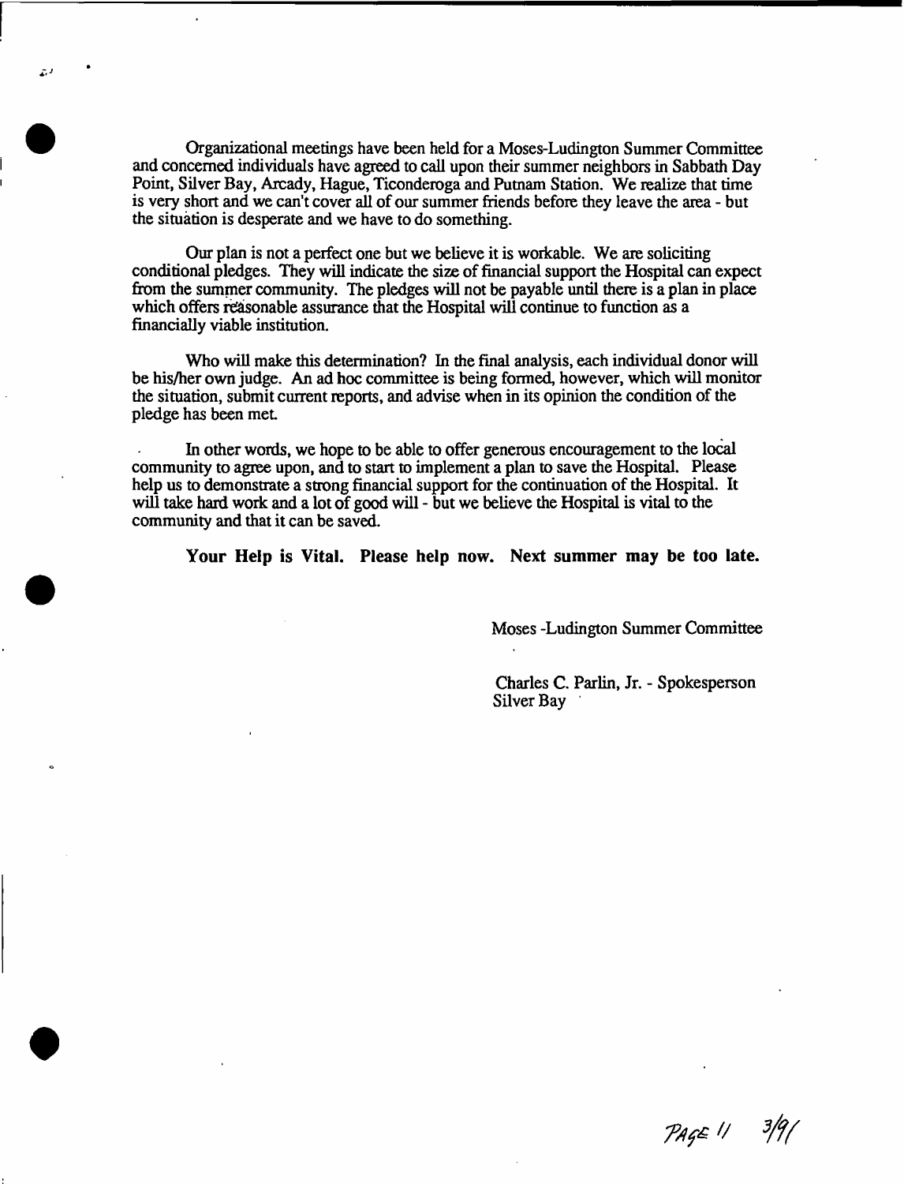Organizational meetings have been held for a Moses-Ludington Summer Committee and concerned individuals have agreed to call upon their summer neighbors in Sabbath Day Point, Silver Bay, Arcady, Hague, Ticonderoga and Putnam Station. We realize that time is very short and we can't cover all of our summer friends before they leave the area - but the situation is desperate and we have to do something.

Our plan is not a perfect one but we believe it is workable. We are soliciting conditional pledges. They will indicate the size of financial support the Hospital can expect from the summer community. The pledges will not be payable until there is a plan in place which offers reasonable assurance that the Hospital will continue to function as a financially viable institution.

Who will make this determination? In the final analysis, each individual donor will be his/her own judge. An ad hoc committee is being formed, however, which will monitor the situation, submit current reports, and advise when in its opinion the condition of the pledge has been met.

In other words, we hope to be able to offer generous encouragement to the local community to agree upon, and to start to implement a plan to save the Hospital. Please help us to demonstrate a strong financial support for the continuation of the Hospital. It will take hard work and a lot of good will - but we believe the Hospital is vital to the community and that it can be saved.

**Your Help is Vital. Please help now. Next summer may be too late.**

Moses -Ludington Summer Committee

Charles C. Parlin, Jr. - Spokesperson
Silver Bay

3/91